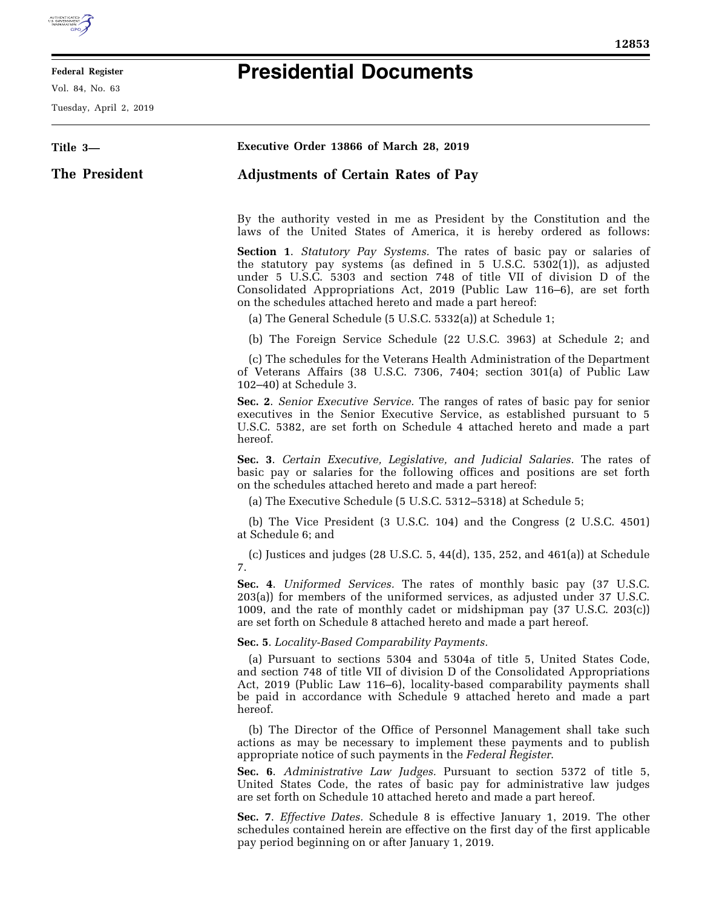# Presidential Documents

Title 3—

The President

## Executive Order 13866 of March 28, 2019

## Adjustments of Certain Rates of Pay

By the authority vested in me as President by the Constitution and the laws of the United States of America, it is hereby ordered as follows:

**Section 1**. *Statutory Pay Systems.* The rates of basic pay or salaries of the statutory pay systems (as defined in 5 U.S.C. 5302(1)), as adjusted under 5 U.S.C. 5303 and section 748 of title VII of division D of the Consolidated Appropriations Act, 2019 (Public Law 116–6), are set forth on the schedules attached hereto and made a part hereof:

(a) The General Schedule (5 U.S.C. 5332(a)) at Schedule 1;

(b) The Foreign Service Schedule (22 U.S.C. 3963) at Schedule 2; and

(c) The schedules for the Veterans Health Administration of the Department of Veterans Affairs (38 U.S.C. 7306, 7404; section 301(a) of Public Law 102–40) at Schedule 3.

**Sec. 2**. *Senior Executive Service.* The ranges of rates of basic pay for senior executives in the Senior Executive Service, as established pursuant to 5 U.S.C. 5382, are set forth on Schedule 4 attached hereto and made a part hereof.

**Sec. 3**. *Certain Executive, Legislative, and Judicial Salaries.* The rates of basic pay or salaries for the following offices and positions are set forth on the schedules attached hereto and made a part hereof:

(a) The Executive Schedule (5 U.S.C. 5312–5318) at Schedule 5;

(b) The Vice President (3 U.S.C. 104) and the Congress (2 U.S.C. 4501) at Schedule 6; and

(c) Justices and judges (28 U.S.C. 5, 44(d), 135, 252, and 461(a)) at Schedule 7.

**Sec. 4**. *Uniformed Services.* The rates of monthly basic pay (37 U.S.C. 203(a)) for members of the uniformed services, as adjusted under 37 U.S.C. 1009, and the rate of monthly cadet or midshipman pay (37 U.S.C. 203(c)) are set forth on Schedule 8 attached hereto and made a part hereof.

**Sec. 5**. *Locality-Based Comparability Payments.*

(a) Pursuant to sections 5304 and 5304a of title 5, United States Code, and section 748 of title VII of division D of the Consolidated Appropriations Act, 2019 (Public Law 116–6), locality-based comparability payments shall be paid in accordance with Schedule 9 attached hereto and made a part hereof.

(b) The Director of the Office of Personnel Management shall take such actions as may be necessary to implement these payments and to publish appropriate notice of such payments in the *Federal Register*.

**Sec. 6**. *Administrative Law Judges.* Pursuant to section 5372 of title 5, United States Code, the rates of basic pay for administrative law judges are set forth on Schedule 10 attached hereto and made a part hereof.

**Sec. 7**. *Effective Dates.* Schedule 8 is effective January 1, 2019. The other schedules contained herein are effective on the first day of the first applicable pay period beginning on or after January 1, 2019.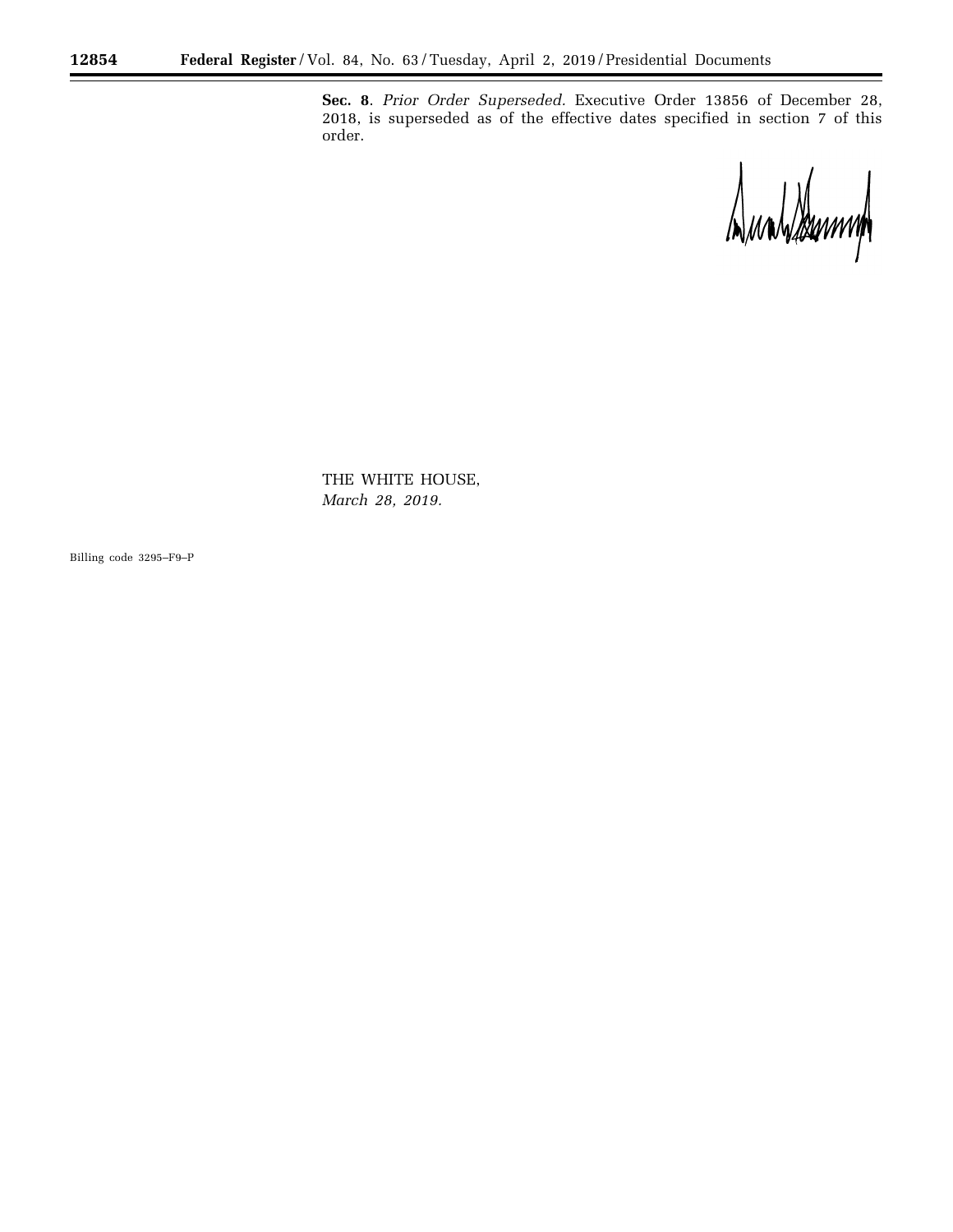**Sec. 8**. *Prior Order Superseded.* Executive Order 13856 of December 28, 2018, is superseded as of the effective dates specified in section 7 of this order.

THE WHITE HOUSE,
*March 28, 2019.*

Billing code 3295–F9–P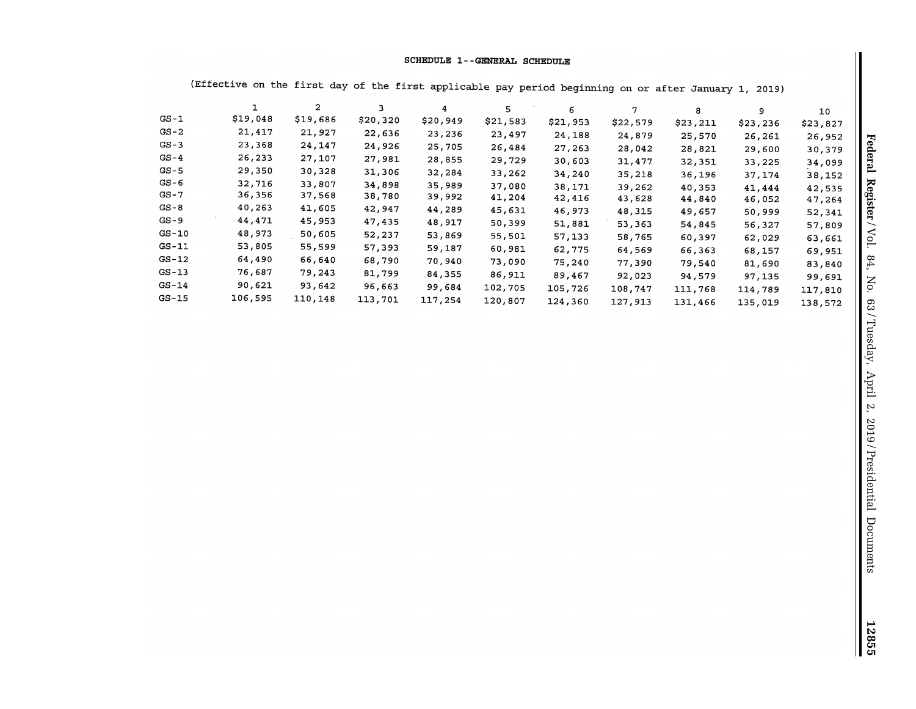SCHEDULE 1--GENERAL SCHEDULE

(Effective on the first day of the first applicable pay period beginning on or after January 1, 2019)

| | 1 | 2 | 3 | 4 | 5 | 6 | 7 | 8 | 9 | 10 |
|---|---|---|---|---|---|---|---|---|---|---|
| GS-1 | $19,048 | $19,686 | $20,320 | $20,949 | $21,583 | $21,953 | $22,579 | $23,211 | $23,236 | $23,827 |
| GS-2 | 21,417 | 21,927 | 22,636 | 23,236 | 23,497 | 24,188 | 24,879 | 25,570 | 26,261 | 26,952 |
| GS-3 | 23,368 | 24,147 | 24,926 | 25,705 | 26,484 | 27,263 | 28,042 | 28,821 | 29,600 | 30,379 |
| GS-4 | 26,233 | 27,107 | 27,981 | 28,855 | 29,729 | 30,603 | 31,477 | 32,351 | 33,225 | 34,099 |
| GS-5 | 29,350 | 30,328 | 31,306 | 32,284 | 33,262 | 34,240 | 35,218 | 36,196 | 37,174 | 38,152 |
| GS-6 | 32,716 | 33,807 | 34,898 | 35,989 | 37,080 | 38,171 | 39,262 | 40,353 | 41,444 | 42,535 |
| GS-7 | 36,356 | 37,568 | 38,780 | 39,992 | 41,204 | 42,416 | 43,628 | 44,840 | 46,052 | 47,264 |
| GS-8 | 40,263 | 41,605 | 42,947 | 44,289 | 45,631 | 46,973 | 48,315 | 49,657 | 50,999 | 52,341 |
| GS-9 | 44,471 | 45,953 | 47,435 | 48,917 | 50,399 | 51,881 | 53,363 | 54,845 | 56,327 | 57,809 |
| GS-10 | 48,973 | 50,605 | 52,237 | 53,869 | 55,501 | 57,133 | 58,765 | 60,397 | 62,029 | 63,661 |
| GS-11 | 53,805 | 55,599 | 57,393 | 59,187 | 60,981 | 62,775 | 64,569 | 66,363 | 68,157 | 69,951 |
| GS-12 | 64,490 | 66,640 | 68,790 | 70,940 | 73,090 | 75,240 | 77,390 | 79,540 | 81,690 | 83,840 |
| GS-13 | 76,687 | 79,243 | 81,799 | 84,355 | 86,911 | 89,467 | 92,023 | 94,579 | 97,135 | 99,691 |
| GS-14 | 90,621 | 93,642 | 96,663 | 99,684 | 102,705 | 105,726 | 108,747 | 111,768 | 114,789 | 117,810 |
| GS-15 | 106,595 | 110,148 | 113,701 | 117,254 | 120,807 | 124,360 | 127,913 | 131,466 | 135,019 | 138,572 |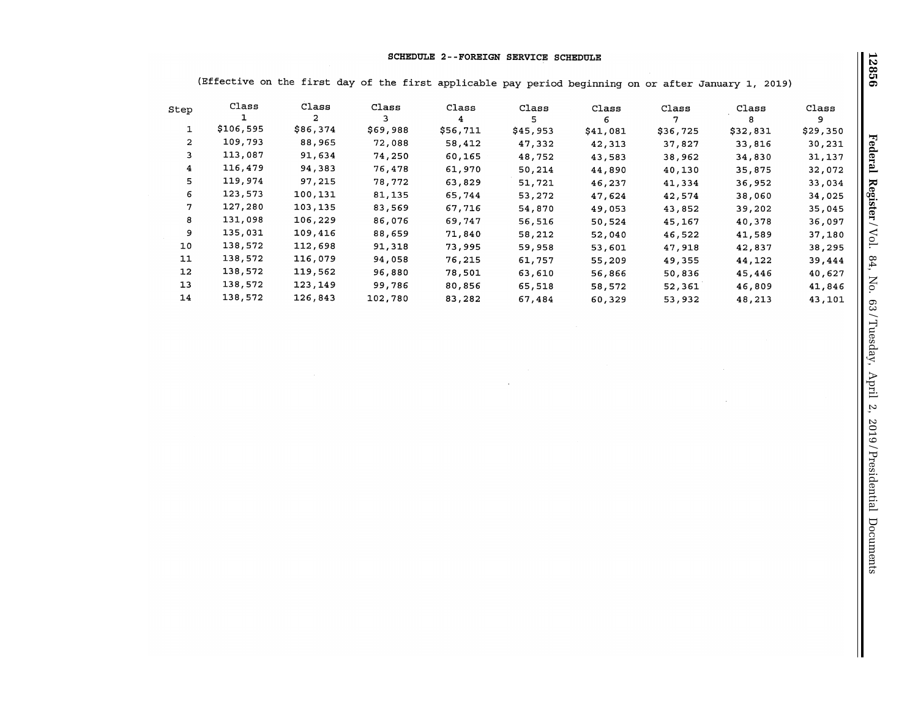**SCHEDULE 2--FOREIGN SERVICE SCHEDULE**

(Effective on the first day of the first applicable pay period beginning on or after January 1, 2019)

| Step | Class 1 | Class 2 | Class 3 | Class 4 | Class 5 | Class 6 | Class 7 | Class 8 | Class 9 |
|---|---|---|---|---|---|---|---|---|---|
| 1 | $106,595 | $86,374 | $69,988 | $56,711 | $45,953 | $41,081 | $36,725 | $32,831 | $29,350 |
| 2 | 109,793 | 88,965 | 72,088 | 58,412 | 47,332 | 42,313 | 37,827 | 33,816 | 30,231 |
| 3 | 113,087 | 91,634 | 74,250 | 60,165 | 48,752 | 43,583 | 38,962 | 34,830 | 31,137 |
| 4 | 116,479 | 94,383 | 76,478 | 61,970 | 50,214 | 44,890 | 40,130 | 35,875 | 32,072 |
| 5 | 119,974 | 97,215 | 78,772 | 63,829 | 51,721 | 46,237 | 41,334 | 36,952 | 33,034 |
| 6 | 123,573 | 100,131 | 81,135 | 65,744 | 53,272 | 47,624 | 42,574 | 38,060 | 34,025 |
| 7 | 127,280 | 103,135 | 83,569 | 67,716 | 54,870 | 49,053 | 43,852 | 39,202 | 35,045 |
| 8 | 131,098 | 106,229 | 86,076 | 69,747 | 56,516 | 50,524 | 45,167 | 40,378 | 36,097 |
| 9 | 135,031 | 109,416 | 88,659 | 71,840 | 58,212 | 52,040 | 46,522 | 41,589 | 37,180 |
| 10 | 138,572 | 112,698 | 91,318 | 73,995 | 59,958 | 53,601 | 47,918 | 42,837 | 38,295 |
| 11 | 138,572 | 116,079 | 94,058 | 76,215 | 61,757 | 55,209 | 49,355 | 44,122 | 39,444 |
| 12 | 138,572 | 119,562 | 96,880 | 78,501 | 63,610 | 56,866 | 50,836 | 45,446 | 40,627 |
| 13 | 138,572 | 123,149 | 99,786 | 80,856 | 65,518 | 58,572 | 52,361 | 46,809 | 41,846 |
| 14 | 138,572 | 126,843 | 102,780 | 83,282 | 67,484 | 60,329 | 53,932 | 48,213 | 43,101 |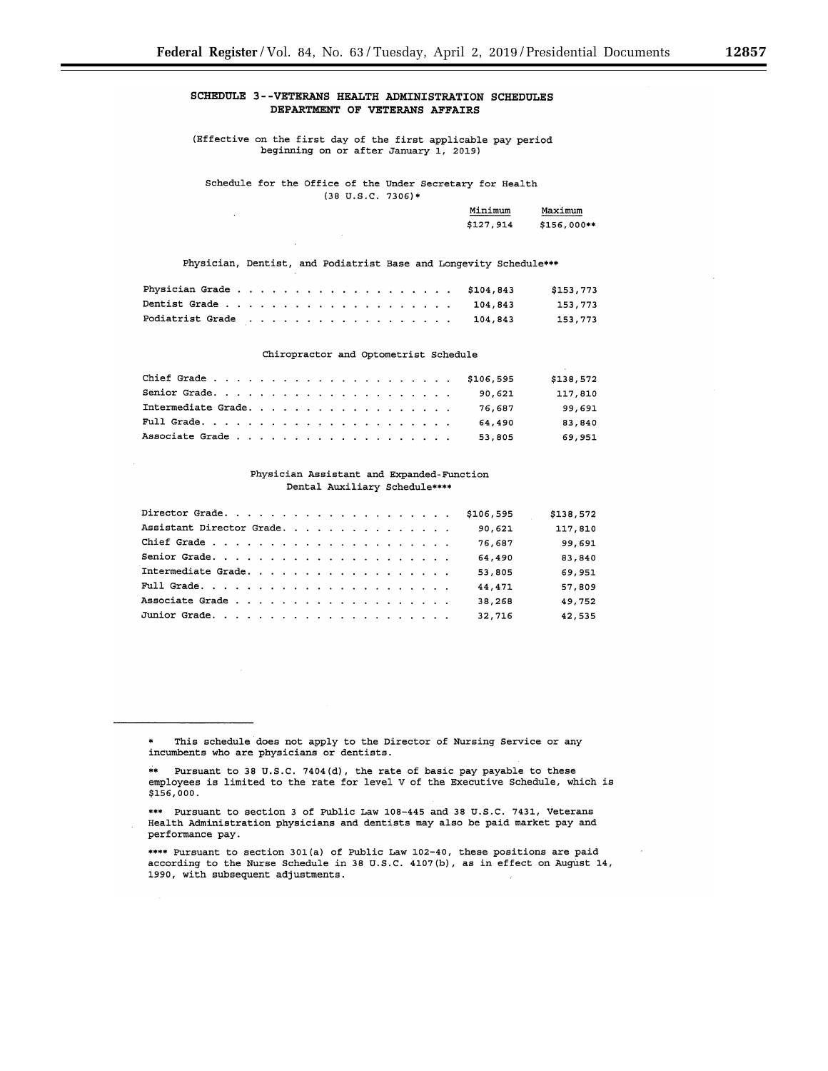## SCHEDULE 3--VETERANS HEALTH ADMINISTRATION SCHEDULES
## DEPARTMENT OF VETERANS AFFAIRS

(Effective on the first day of the first applicable pay period beginning on or after January 1, 2019)

Schedule for the Office of the Under Secretary for Health (38 U.S.C. 7306)*

| | Minimum | Maximum |
|---|---|---|
| | $127,914 | $156,000** |

Physician, Dentist, and Podiatrist Base and Longevity Schedule***

| | Minimum | Maximum |
|---|---|---|
| Physician Grade | $104,843 | $153,773 |
| Dentist Grade | 104,843 | 153,773 |
| Podiatrist Grade | 104,843 | 153,773 |

Chiropractor and Optometrist Schedule

| | Minimum | Maximum |
|---|---|---|
| Chief Grade | $106,595 | $138,572 |
| Senior Grade | 90,621 | 117,810 |
| Intermediate Grade | 76,687 | 99,691 |
| Full Grade | 64,490 | 83,840 |
| Associate Grade | 53,805 | 69,951 |

Physician Assistant and Expanded-Function Dental Auxiliary Schedule****

| | Minimum | Maximum |
|---|---|---|
| Director Grade | $106,595 | $138,572 |
| Assistant Director Grade | 90,621 | 117,810 |
| Chief Grade | 76,687 | 99,691 |
| Senior Grade | 64,490 | 83,840 |
| Intermediate Grade | 53,805 | 69,951 |
| Full Grade | 44,471 | 57,809 |
| Associate Grade | 38,268 | 49,752 |
| Junior Grade | 32,716 | 42,535 |

---

* This schedule does not apply to the Director of Nursing Service or any incumbents who are physicians or dentists.

** Pursuant to 38 U.S.C. 7404(d), the rate of basic pay payable to these employees is limited to the rate for level V of the Executive Schedule, which is $156,000.

*** Pursuant to section 3 of Public Law 108-445 and 38 U.S.C. 7431, Veterans Health Administration physicians and dentists may also be paid market pay and performance pay.

**** Pursuant to section 301(a) of Public Law 102-40, these positions are paid according to the Nurse Schedule in 38 U.S.C. 4107(b), as in effect on August 14, 1990, with subsequent adjustments.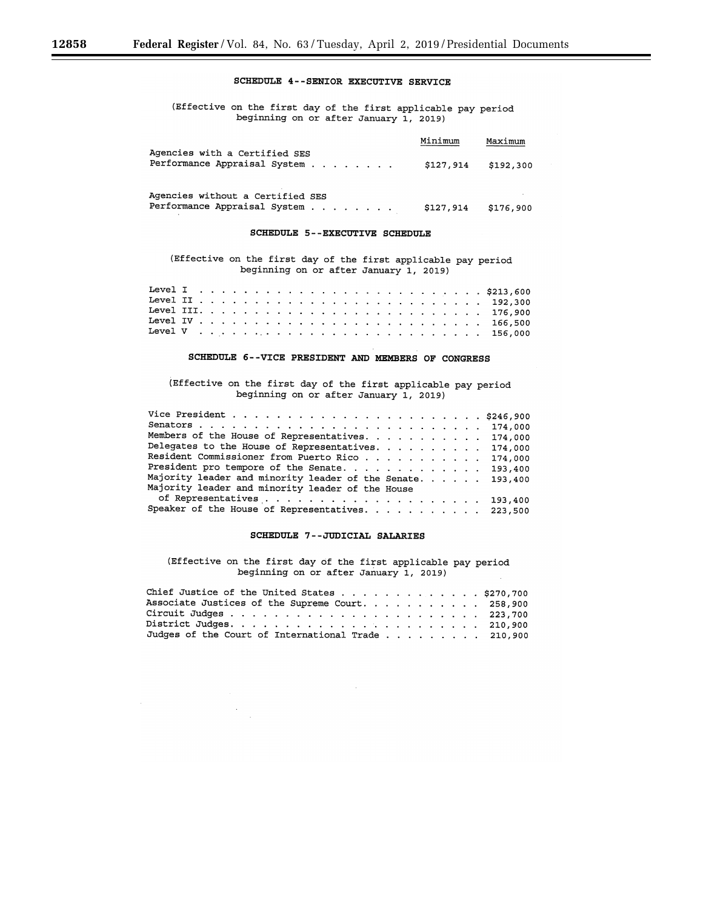## SCHEDULE 4--SENIOR EXECUTIVE SERVICE

(Effective on the first day of the first applicable pay period beginning on or after January 1, 2019)

| | Minimum | Maximum |
|---|---|---|
| Agencies with a Certified SES Performance Appraisal System | $127,914 | $192,300 |
| Agencies without a Certified SES Performance Appraisal System | $127,914 | $176,900 |

## SCHEDULE 5--EXECUTIVE SCHEDULE

(Effective on the first day of the first applicable pay period beginning on or after January 1, 2019)

| | |
|---|---|
| Level I | $213,600 |
| Level II | 192,300 |
| Level III | 176,900 |
| Level IV | 166,500 |
| Level V | 156,000 |

## SCHEDULE 6--VICE PRESIDENT AND MEMBERS OF CONGRESS

(Effective on the first day of the first applicable pay period beginning on or after January 1, 2019)

| | |
|---|---|
| Vice President | $246,900 |
| Senators | 174,000 |
| Members of the House of Representatives | 174,000 |
| Delegates to the House of Representatives | 174,000 |
| Resident Commissioner from Puerto Rico | 174,000 |
| President pro tempore of the Senate | 193,400 |
| Majority leader and minority leader of the Senate | 193,400 |
| Majority leader and minority leader of the House of Representatives | 193,400 |
| Speaker of the House of Representatives | 223,500 |

## SCHEDULE 7--JUDICIAL SALARIES

(Effective on the first day of the first applicable pay period beginning on or after January 1, 2019)

| | |
|---|---|
| Chief Justice of the United States | $270,700 |
| Associate Justices of the Supreme Court | 258,900 |
| Circuit Judges | 223,700 |
| District Judges | 210,900 |
| Judges of the Court of International Trade | 210,900 |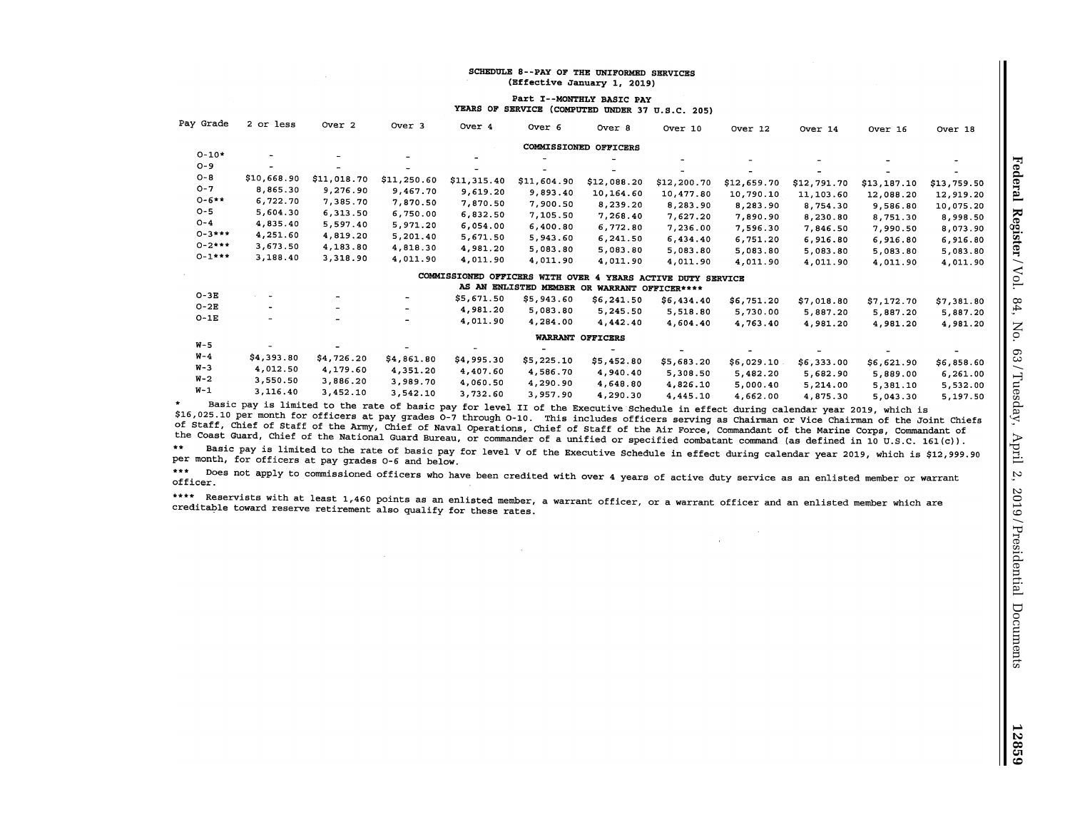SCHEDULE 8--PAY OF THE UNIFORMED SERVICES
(Effective January 1, 2019)

Part I--MONTHLY BASIC PAY

YEARS OF SERVICE (COMPUTED UNDER 37 U.S.C. 205)

| Pay Grade | 2 or less | Over 2 | Over 3 | Over 4 | Over 6 | Over 8 | Over 10 | Over 12 | Over 14 | Over 16 | Over 18 |
|---|---|---|---|---|---|---|---|---|---|---|---|
| | | | | | COMMISSIONED OFFICERS | | | | | | |
| O-10* | - | - | - | - | - | - | - | - | - | - | - |
| O-9 | - | - | - | - | - | - | - | - | - | - | - |
| O-8 | $10,668.90 | $11,018.70 | $11,250.60 | $11,315.40 | $11,604.90 | $12,088.20 | $12,200.70 | $12,659.70 | $12,791.70 | $13,187.10 | $13,759.50 |
| O-7 | 8,865.30 | 9,276.90 | 9,467.70 | 9,619.20 | 9,893.40 | 10,164.60 | 10,477.80 | 10,790.10 | 11,103.60 | 12,088.20 | 12,919.20 |
| O-6** | 6,722.70 | 7,385.70 | 7,870.50 | 7,870.50 | 7,900.50 | 8,239.20 | 8,283.90 | 8,283.90 | 8,754.30 | 9,586.80 | 10,075.20 |
| O-5 | 5,604.30 | 6,313.50 | 6,750.00 | 6,832.50 | 7,105.50 | 7,268.40 | 7,627.20 | 7,890.90 | 8,230.80 | 8,751.30 | 8,998.50 |
| O-4 | 4,835.40 | 5,597.40 | 5,971.20 | 6,054.00 | 6,400.80 | 6,772.80 | 7,236.00 | 7,596.30 | 7,846.50 | 7,990.50 | 8,073.90 |
| O-3*** | 4,251.60 | 4,819.20 | 5,201.40 | 5,671.50 | 5,943.60 | 6,241.50 | 6,434.40 | 6,751.20 | 6,916.80 | 6,916.80 | 6,916.80 |
| O-2*** | 3,673.50 | 4,183.80 | 4,818.30 | 4,981.20 | 5,083.80 | 5,083.80 | 5,083.80 | 5,083.80 | 5,083.80 | 5,083.80 | 5,083.80 |
| O-1*** | 3,188.40 | 3,318.90 | 4,011.90 | 4,011.90 | 4,011.90 | 4,011.90 | 4,011.90 | 4,011.90 | 4,011.90 | 4,011.90 | 4,011.90 |
| | | | | | COMMISSIONED OFFICERS WITH OVER 4 YEARS ACTIVE DUTY SERVICE AS AN ENLISTED MEMBER OR WARRANT OFFICER**** | | | | | | |
| O-3E | - | - | - | $5,671.50 | $5,943.60 | $6,241.50 | $6,434.40 | $6,751.20 | $7,018.80 | $7,172.70 | $7,381.80 |
| O-2E | - | - | - | 4,981.20 | 5,083.80 | 5,245.50 | 5,518.80 | 5,730.00 | 5,887.20 | 5,887.20 | 5,887.20 |
| O-1E | - | - | - | 4,011.90 | 4,284.00 | 4,442.40 | 4,604.40 | 4,763.40 | 4,981.20 | 4,981.20 | 4,981.20 |
| | | | | | WARRANT OFFICERS | | | | | | |
| W-5 | - | - | - | - | - | - | - | - | - | - | - |
| W-4 | $4,393.80 | $4,726.20 | $4,861.80 | $4,995.30 | $5,225.10 | $5,452.80 | $5,683.20 | $6,029.10 | $6,333.00 | $6,621.90 | $6,858.60 |
| W-3 | 4,012.50 | 4,179.60 | 4,351.20 | 4,407.60 | 4,586.70 | 4,940.40 | 5,308.50 | 5,482.20 | 5,682.90 | 5,889.00 | 6,261.00 |
| W-2 | 3,550.50 | 3,886.20 | 3,989.70 | 4,060.50 | 4,290.90 | 4,648.80 | 4,826.10 | 5,000.40 | 5,214.00 | 5,381.10 | 5,532.00 |
| W-1 | 3,116.40 | 3,452.10 | 3,542.10 | 3,732.60 | 3,957.90 | 4,290.30 | 4,445.10 | 4,662.00 | 4,875.30 | 5,043.30 | 5,197.50 |

\* Basic pay is limited to the rate of basic pay for level II of the Executive Schedule in effect during calendar year 2019, which is $16,025.10 per month for officers at pay grades O-7 through O-10. This includes officers serving as Chairman or Vice Chairman of the Joint Chiefs of Staff, Chief of Staff of the Army, Chief of Naval Operations, Chief of Staff of the Air Force, Commandant of the Marine Corps, Commandant of the Coast Guard, Chief of the National Guard Bureau, or commander of a unified or specified combatant command (as defined in 10 U.S.C. 161(c)).

\** Basic pay is limited to the rate of basic pay for level V of the Executive Schedule in effect during calendar year 2019, which is $12,999.90 per month, for officers at pay grades O-6 and below.

\*** Does not apply to commissioned officers who have been credited with over 4 years of active duty service as an enlisted member or warrant officer.

\**** Reservists with at least 1,460 points as an enlisted member, a warrant officer, or a warrant officer and an enlisted member which are creditable toward reserve retirement also qualify for these rates.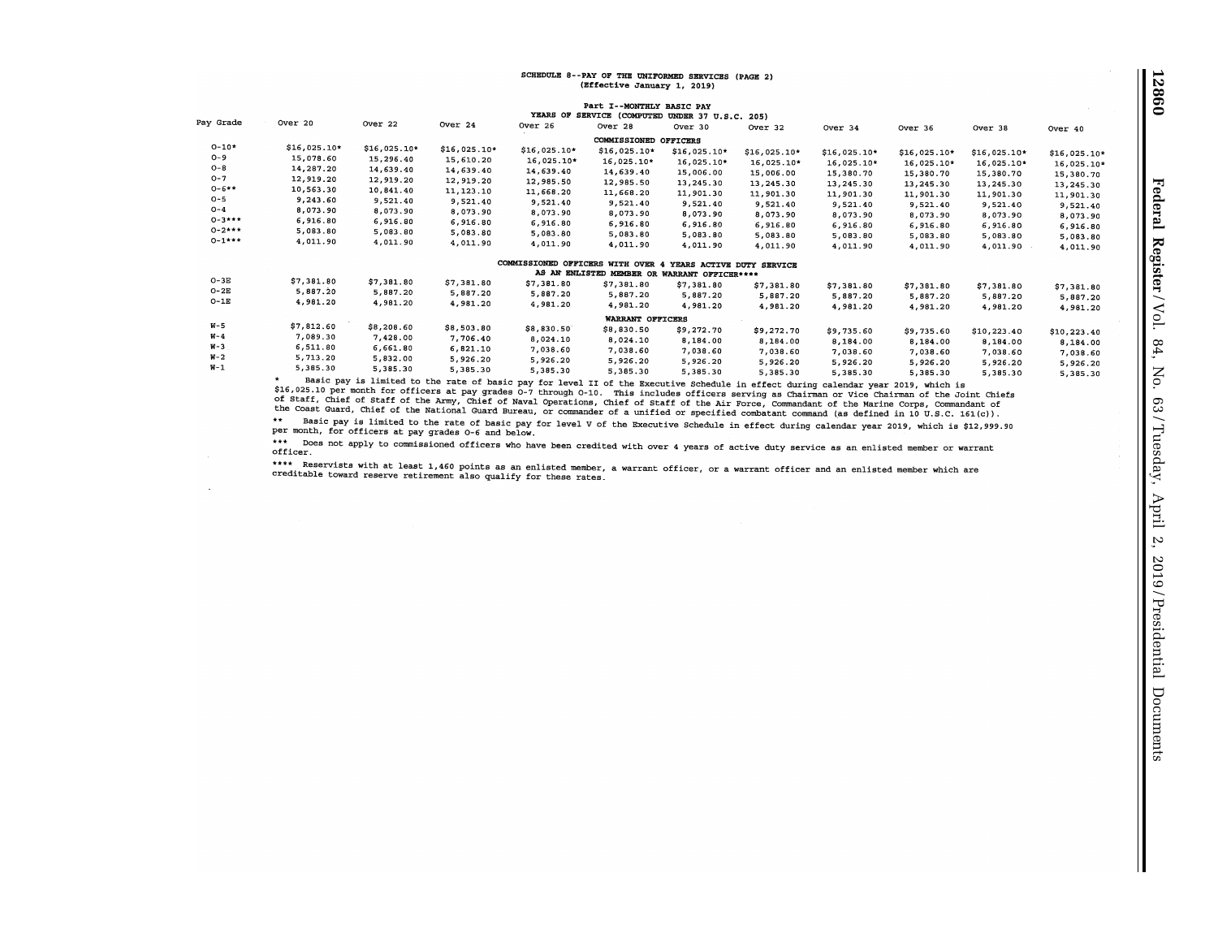SCHEDULE 8--PAY OF THE UNIFORMED SERVICES (PAGE 2)
(Effective January 1, 2019)

Part I--MONTHLY BASIC PAY

YEARS OF SERVICE (COMPUTED UNDER 37 U.S.C. 205)

| Pay Grade | Over 20 | Over 22 | Over 24 | Over 26 | Over 28 | Over 30 | Over 32 | Over 34 | Over 36 | Over 38 | Over 40 |
|---|---|---|---|---|---|---|---|---|---|---|---|
| | | | | | COMMISSIONED OFFICERS | | | | | | |
| O-10* | $16,025.10* | $16,025.10* | $16,025.10* | $16,025.10* | $16,025.10* | $16,025.10* | $16,025.10* | $16,025.10* | $16,025.10* | $16,025.10* | $16,025.10* |
| O-9 | 15,078.60 | 15,296.40 | 15,610.20 | 16,025.10* | 16,025.10* | 16,025.10* | 16,025.10* | 16,025.10* | 16,025.10* | 16,025.10* | 16,025.10* |
| O-8 | 14,287.20 | 14,639.40 | 14,639.40 | 14,639.40 | 14,639.40 | 15,006.00 | 15,006.00 | 15,380.70 | 15,380.70 | 15,380.70 | 15,380.70 |
| O-7 | 12,919.20 | 12,919.20 | 12,919.20 | 12,985.50 | 12,985.50 | 13,245.30 | 13,245.30 | 13,245.30 | 13,245.30 | 13,245.30 | 13,245.30 |
| O-6** | 10,563.30 | 10,841.40 | 11,123.10 | 11,668.20 | 11,668.20 | 11,901.30 | 11,901.30 | 11,901.30 | 11,901.30 | 11,901.30 | 11,901.30 |
| O-5 | 9,243.60 | 9,521.40 | 9,521.40 | 9,521.40 | 9,521.40 | 9,521.40 | 9,521.40 | 9,521.40 | 9,521.40 | 9,521.40 | 9,521.40 |
| O-4 | 8,073.90 | 8,073.90 | 8,073.90 | 8,073.90 | 8,073.90 | 8,073.90 | 8,073.90 | 8,073.90 | 8,073.90 | 8,073.90 | 8,073.90 |
| O-3*** | 6,916.80 | 6,916.80 | 6,916.80 | 6,916.80 | 6,916.80 | 6,916.80 | 6,916.80 | 6,916.80 | 6,916.80 | 6,916.80 | 6,916.80 |
| O-2*** | 5,083.80 | 5,083.80 | 5,083.80 | 5,083.80 | 5,083.80 | 5,083.80 | 5,083.80 | 5,083.80 | 5,083.80 | 5,083.80 | 5,083.80 |
| O-1*** | 4,011.90 | 4,011.90 | 4,011.90 | 4,011.90 | 4,011.90 | 4,011.90 | 4,011.90 | 4,011.90 | 4,011.90 | 4,011.90 | 4,011.90 |
| | | | | | COMMISSIONED OFFICERS WITH OVER 4 YEARS ACTIVE DUTY SERVICE AS AN ENLISTED MEMBER OR WARRANT OFFICER**** | | | | | | |
| O-3E | $7,381.80 | $7,381.80 | $7,381.80 | $7,381.80 | $7,381.80 | $7,381.80 | $7,381.80 | $7,381.80 | $7,381.80 | $7,381.80 | $7,381.80 |
| O-2E | 5,887.20 | 5,887.20 | 5,887.20 | 5,887.20 | 5,887.20 | 5,887.20 | 5,887.20 | 5,887.20 | 5,887.20 | 5,887.20 | 5,887.20 |
| O-1E | 4,981.20 | 4,981.20 | 4,981.20 | 4,981.20 | 4,981.20 | 4,981.20 | 4,981.20 | 4,981.20 | 4,981.20 | 4,981.20 | 4,981.20 |
| | | | | | WARRANT OFFICERS | | | | | | |
| W-5 | $7,812.60 | $8,208.60 | $8,503.80 | $8,830.50 | $8,830.50 | $9,272.70 | $9,272.70 | $9,735.60 | $9,735.60 | $10,223.40 | $10,223.40 |
| W-4 | 7,089.30 | 7,428.00 | 7,706.40 | 8,024.10 | 8,024.10 | 8,184.00 | 8,184.00 | 8,184.00 | 8,184.00 | 8,184.00 | 8,184.00 |
| W-3 | 6,511.80 | 6,661.80 | 6,821.10 | 7,038.60 | 7,038.60 | 7,038.60 | 7,038.60 | 7,038.60 | 7,038.60 | 7,038.60 | 7,038.60 |
| W-2 | 5,713.20 | 5,832.00 | 5,926.20 | 5,926.20 | 5,926.20 | 5,926.20 | 5,926.20 | 5,926.20 | 5,926.20 | 5,926.20 | 5,926.20 |
| W-1 | 5,385.30 | 5,385.30 | 5,385.30 | 5,385.30 | 5,385.30 | 5,385.30 | 5,385.30 | 5,385.30 | 5,385.30 | 5,385.30 | 5,385.30 |

\* Basic pay is limited to the rate of basic pay for level II of the Executive Schedule in effect during calendar year 2019, which is $16,025.10 per month for officers at pay grades O-7 through O-10. This includes officers serving as Chairman or Vice Chairman of the Joint Chiefs of Staff, Chief of Staff of the Army, Chief of Naval Operations, Chief of Staff of the Air Force, Commandant of the Marine Corps, Commandant of the Coast Guard, Chief of the National Guard Bureau, or commander of a unified or specified combatant command (as defined in 10 U.S.C. 161(c)).

** Basic pay is limited to the rate of basic pay for level V of the Executive Schedule in effect during calendar year 2019, which is $12,999.90 per month, for officers at pay grades O-6 and below.

*** Does not apply to commissioned officers who have been credited with over 4 years of active duty service as an enlisted member or warrant officer.

**** Reservists with at least 1,460 points as an enlisted member, a warrant officer, or a warrant officer and an enlisted member which are creditable toward reserve retirement also qualify for these rates.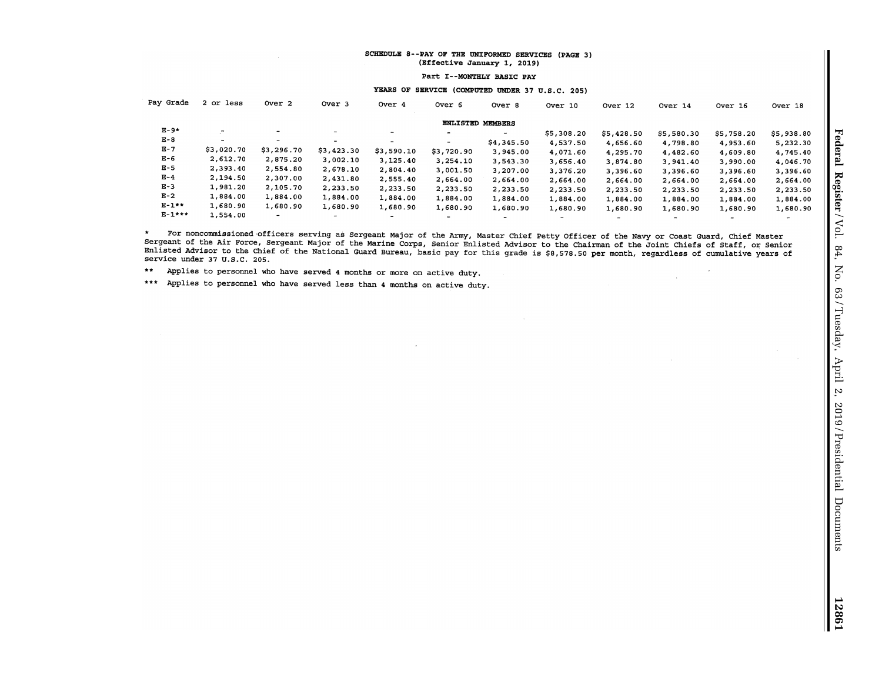SCHEDULE 8--PAY OF THE UNIFORMED SERVICES (PAGE 3)
(Effective January 1, 2019)

Part I--MONTHLY BASIC PAY

YEARS OF SERVICE (COMPUTED UNDER 37 U.S.C. 205)

| Pay Grade | 2 or less | Over 2 | Over 3 | Over 4 | Over 6 | Over 8 | Over 10 | Over 12 | Over 14 | Over 16 | Over 18 |
|---|---|---|---|---|---|---|---|---|---|---|---|
| | | | | | ENLISTED MEMBERS | | | | | | |
| E-9* | - | - | - | - | - | - | $5,308.20 | $5,428.50 | $5,580.30 | $5,758.20 | $5,938.80 |
| E-8 | - | - | - | - | - | $4,345.50 | 4,537.50 | 4,656.60 | 4,798.80 | 4,953.60 | 5,232.30 |
| E-7 | $3,020.70 | $3,296.70 | $3,423.30 | $3,590.10 | $3,720.90 | 3,945.00 | 4,071.60 | 4,295.70 | 4,482.60 | 4,609.80 | 4,745.40 |
| E-6 | 2,612.70 | 2,875.20 | 3,002.10 | 3,125.40 | 3,254.10 | 3,543.30 | 3,656.40 | 3,874.80 | 3,941.40 | 3,990.00 | 4,046.70 |
| E-5 | 2,393.40 | 2,554.80 | 2,678.10 | 2,804.40 | 3,001.50 | 3,207.00 | 3,376.20 | 3,396.60 | 3,396.60 | 3,396.60 | 3,396.60 |
| E-4 | 2,194.50 | 2,307.00 | 2,431.80 | 2,555.40 | 2,664.00 | 2,664.00 | 2,664.00 | 2,664.00 | 2,664.00 | 2,664.00 | 2,664.00 |
| E-3 | 1,981.20 | 2,105.70 | 2,233.50 | 2,233.50 | 2,233.50 | 2,233.50 | 2,233.50 | 2,233.50 | 2,233.50 | 2,233.50 | 2,233.50 |
| E-2 | 1,884.00 | 1,884.00 | 1,884.00 | 1,884.00 | 1,884.00 | 1,884.00 | 1,884.00 | 1,884.00 | 1,884.00 | 1,884.00 | 1,884.00 |
| E-1** | 1,680.90 | 1,680.90 | 1,680.90 | 1,680.90 | 1,680.90 | 1,680.90 | 1,680.90 | 1,680.90 | 1,680.90 | 1,680.90 | 1,680.90 |
| E-1*** | 1,554.00 | - | - | - | - | - | - | - | - | - | - |

\* For noncommissioned officers serving as Sergeant Major of the Army, Master Chief Petty Officer of the Navy or Coast Guard, Chief Master Sergeant of the Air Force, Sergeant Major of the Marine Corps, Senior Enlisted Advisor to the Chairman of the Joint Chiefs of Staff, or Senior Enlisted Advisor to the Chief of the National Guard Bureau, basic pay for this grade is $8,578.50 per month, regardless of cumulative years of service under 37 U.S.C. 205.

** Applies to personnel who have served 4 months or more on active duty.

*** Applies to personnel who have served less than 4 months on active duty.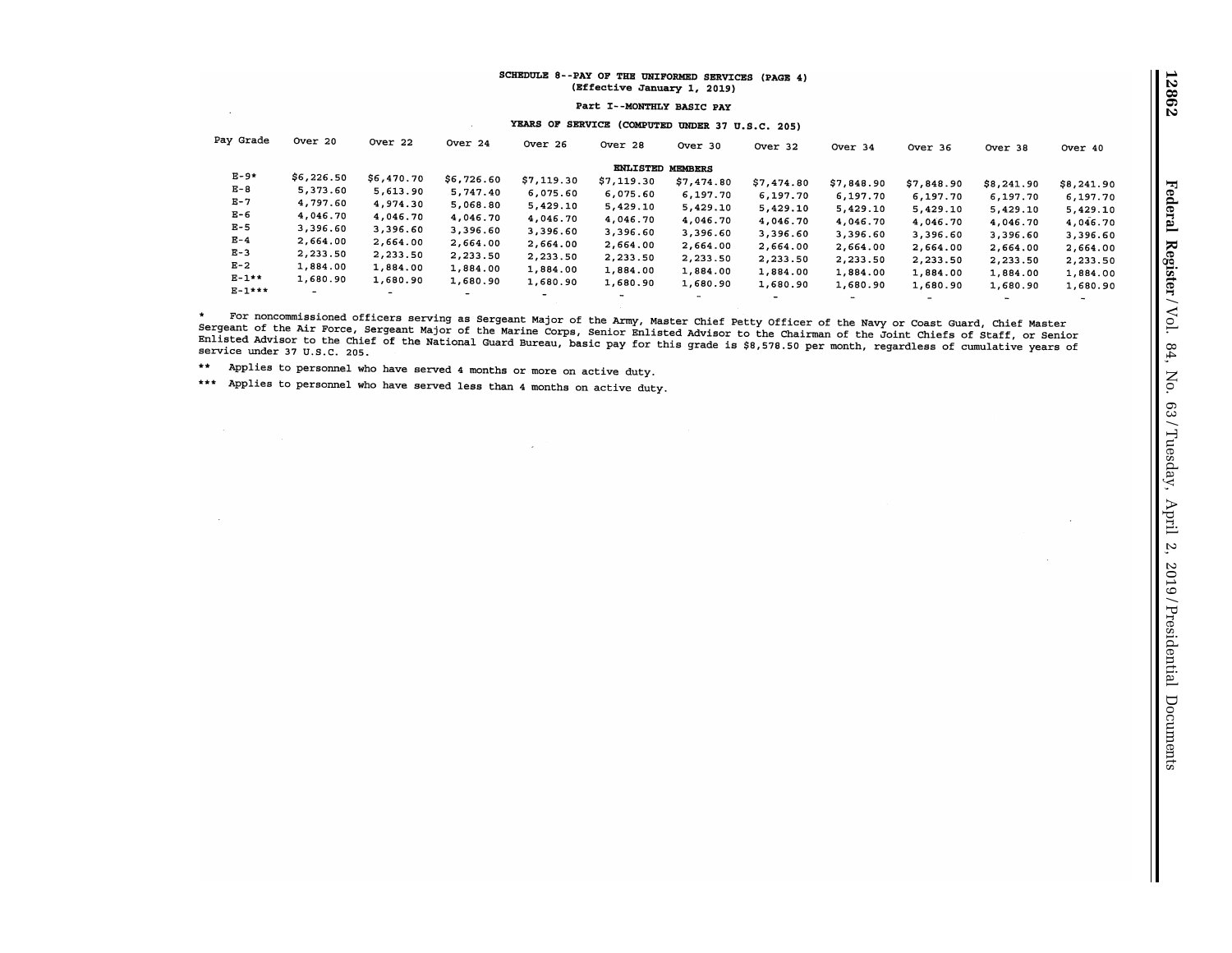SCHEDULE 8--PAY OF THE UNIFORMED SERVICES (PAGE 4)
(Effective January 1, 2019)

Part I--MONTHLY BASIC PAY

YEARS OF SERVICE (COMPUTED UNDER 37 U.S.C. 205)

| Pay Grade | Over 20 | Over 22 | Over 24 | Over 26 | Over 28 | Over 30 | Over 32 | Over 34 | Over 36 | Over 38 | Over 40 |
|---|---|---|---|---|---|---|---|---|---|---|---|
| | | | | | ENLISTED MEMBERS | | | | | | |
| E-9* | $6,226.50 | $6,470.70 | $6,726.60 | $7,119.30 | $7,119.30 | $7,474.80 | $7,474.80 | $7,848.90 | $7,848.90 | $8,241.90 | $8,241.90 |
| E-8 | 5,373.60 | 5,613.90 | 5,747.40 | 6,075.60 | 6,075.60 | 6,197.70 | 6,197.70 | 6,197.70 | 6,197.70 | 6,197.70 | 6,197.70 |
| E-7 | 4,797.60 | 4,974.30 | 5,068.80 | 5,429.10 | 5,429.10 | 5,429.10 | 5,429.10 | 5,429.10 | 5,429.10 | 5,429.10 | 5,429.10 |
| E-6 | 4,046.70 | 4,046.70 | 4,046.70 | 4,046.70 | 4,046.70 | 4,046.70 | 4,046.70 | 4,046.70 | 4,046.70 | 4,046.70 | 4,046.70 |
| E-5 | 3,396.60 | 3,396.60 | 3,396.60 | 3,396.60 | 3,396.60 | 3,396.60 | 3,396.60 | 3,396.60 | 3,396.60 | 3,396.60 | 3,396.60 |
| E-4 | 2,664.00 | 2,664.00 | 2,664.00 | 2,664.00 | 2,664.00 | 2,664.00 | 2,664.00 | 2,664.00 | 2,664.00 | 2,664.00 | 2,664.00 |
| E-3 | 2,233.50 | 2,233.50 | 2,233.50 | 2,233.50 | 2,233.50 | 2,233.50 | 2,233.50 | 2,233.50 | 2,233.50 | 2,233.50 | 2,233.50 |
| E-2 | 1,884.00 | 1,884.00 | 1,884.00 | 1,884.00 | 1,884.00 | 1,884.00 | 1,884.00 | 1,884.00 | 1,884.00 | 1,884.00 | 1,884.00 |
| E-1** | 1,680.90 | 1,680.90 | 1,680.90 | 1,680.90 | 1,680.90 | 1,680.90 | 1,680.90 | 1,680.90 | 1,680.90 | 1,680.90 | 1,680.90 |
| E-1*** | - | - | - | - | - | - | - | - | - | - | - |

\* For noncommissioned officers serving as Sergeant Major of the Army, Master Chief Petty Officer of the Navy or Coast Guard, Chief Master Sergeant of the Air Force, Sergeant Major of the Marine Corps, Senior Enlisted Advisor to the Chairman of the Joint Chiefs of Staff, or Senior Enlisted Advisor to the Chief of the National Guard Bureau, basic pay for this grade is $8,578.50 per month, regardless of cumulative years of service under 37 U.S.C. 205.

\*\* Applies to personnel who have served 4 months or more on active duty.

\*\*\* Applies to personnel who have served less than 4 months on active duty.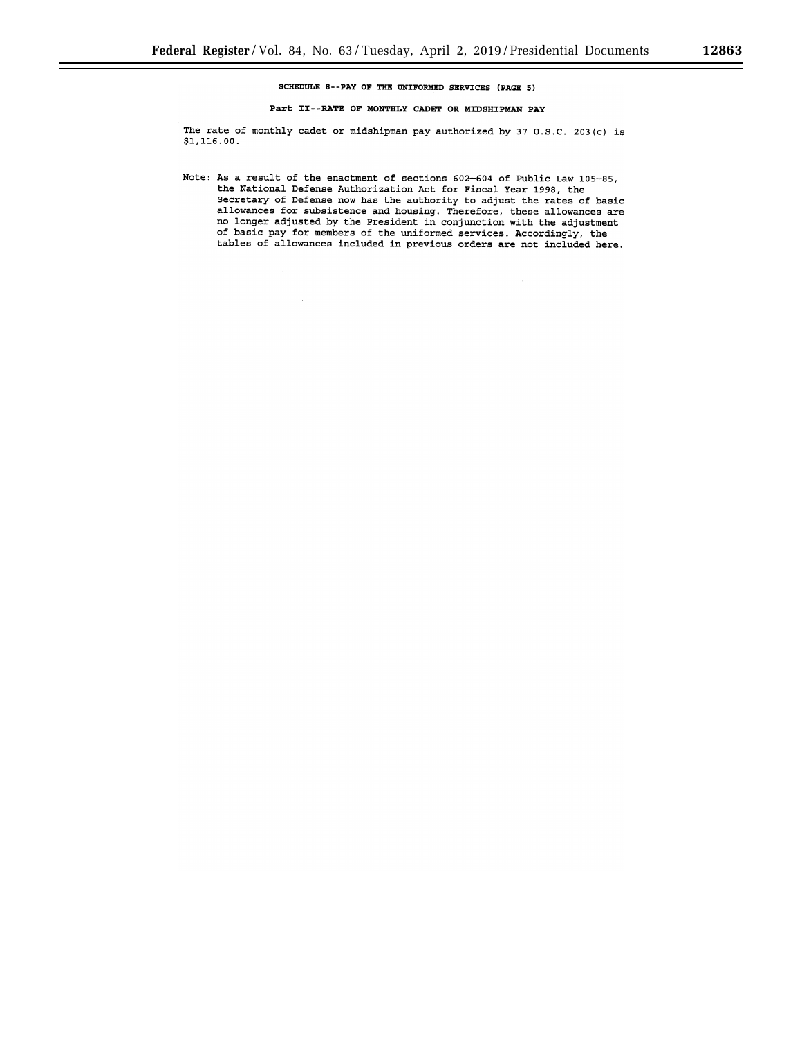**SCHEDULE 8--PAY OF THE UNIFORMED SERVICES (PAGE 5)**

**Part II--RATE OF MONTHLY CADET OR MIDSHIPMAN PAY**

The rate of monthly cadet or midshipman pay authorized by 37 U.S.C. 203(c) is $1,116.00.

Note: As a result of the enactment of sections 602–604 of Public Law 105–85, the National Defense Authorization Act for Fiscal Year 1998, the Secretary of Defense now has the authority to adjust the rates of basic allowances for subsistence and housing. Therefore, these allowances are no longer adjusted by the President in conjunction with the adjustment of basic pay for members of the uniformed services. Accordingly, the tables of allowances included in previous orders are not included here.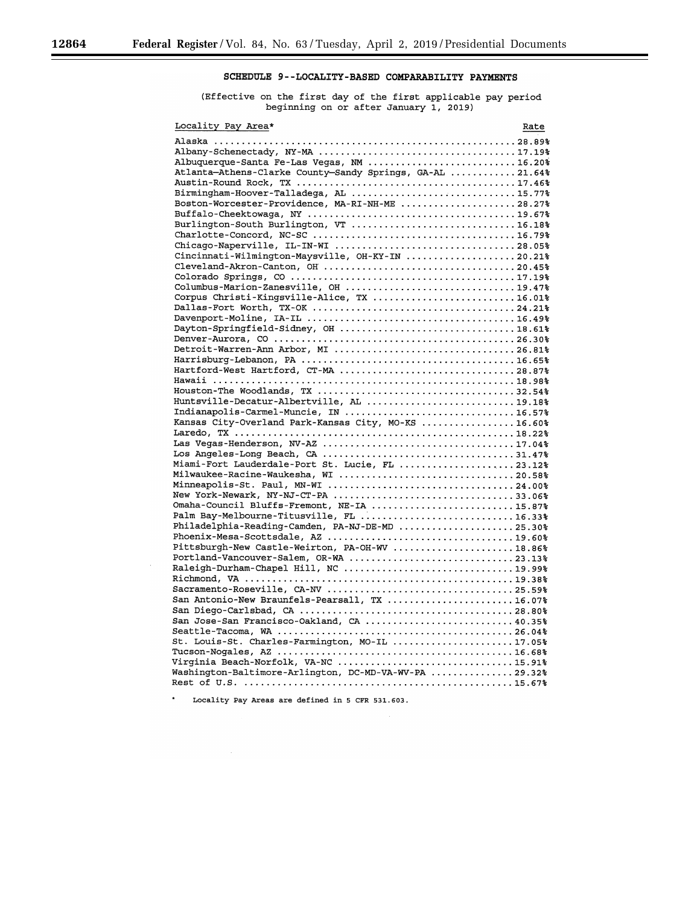## SCHEDULE 9--LOCALITY-BASED COMPARABILITY PAYMENTS

(Effective on the first day of the first applicable pay period beginning on or after January 1, 2019)

| Locality Pay Area* | Rate |
|---|---|
| Alaska | 28.89% |
| Albany-Schenectady, NY-MA | 17.19% |
| Albuquerque-Santa Fe-Las Vegas, NM | 16.20% |
| Atlanta—Athens-Clarke County—Sandy Springs, GA-AL | 21.64% |
| Austin-Round Rock, TX | 17.46% |
| Birmingham-Hoover-Talladega, AL | 15.77% |
| Boston-Worcester-Providence, MA-RI-NH-ME | 28.27% |
| Buffalo-Cheektowaga, NY | 19.67% |
| Burlington-South Burlington, VT | 16.18% |
| Charlotte-Concord, NC-SC | 16.79% |
| Chicago-Naperville, IL-IN-WI | 28.05% |
| Cincinnati-Wilmington-Maysville, OH-KY-IN | 20.21% |
| Cleveland-Akron-Canton, OH | 20.45% |
| Colorado Springs, CO | 17.19% |
| Columbus-Marion-Zanesville, OH | 19.47% |
| Corpus Christi-Kingsville-Alice, TX | 16.01% |
| Dallas-Fort Worth, TX-OK | 24.21% |
| Davenport-Moline, IA-IL | 16.49% |
| Dayton-Springfield-Sidney, OH | 18.61% |
| Denver-Aurora, CO | 26.30% |
| Detroit-Warren-Ann Arbor, MI | 26.81% |
| Harrisburg-Lebanon, PA | 16.65% |
| Hartford-West Hartford, CT-MA | 28.87% |
| Hawaii | 18.98% |
| Houston-The Woodlands, TX | 32.54% |
| Huntsville-Decatur-Albertville, AL | 19.18% |
| Indianapolis-Carmel-Muncie, IN | 16.57% |
| Kansas City-Overland Park-Kansas City, MO-KS | 16.60% |
| Laredo, TX | 18.22% |
| Las Vegas-Henderson, NV-AZ | 17.04% |
| Los Angeles-Long Beach, CA | 31.47% |
| Miami-Fort Lauderdale-Port St. Lucie, FL | 23.12% |
| Milwaukee-Racine-Waukesha, WI | 20.58% |
| Minneapolis-St. Paul, MN-WI | 24.00% |
| New York-Newark, NY-NJ-CT-PA | 33.06% |
| Omaha-Council Bluffs-Fremont, NE-IA | 15.87% |
| Palm Bay-Melbourne-Titusville, FL | 16.33% |
| Philadelphia-Reading-Camden, PA-NJ-DE-MD | 25.30% |
| Phoenix-Mesa-Scottsdale, AZ | 19.60% |
| Pittsburgh-New Castle-Weirton, PA-OH-WV | 18.86% |
| Portland-Vancouver-Salem, OR-WA | 23.13% |
| Raleigh-Durham-Chapel Hill, NC | 19.99% |
| Richmond, VA | 19.38% |
| Sacramento-Roseville, CA-NV | 25.59% |
| San Antonio-New Braunfels-Pearsall, TX | 16.07% |
| San Diego-Carlsbad, CA | 28.80% |
| San Jose-San Francisco-Oakland, CA | 40.35% |
| Seattle-Tacoma, WA | 26.04% |
| St. Louis-St. Charles-Farmington, MO-IL | 17.05% |
| Tucson-Nogales, AZ | 16.68% |
| Virginia Beach-Norfolk, VA-NC | 15.91% |
| Washington-Baltimore-Arlington, DC-MD-VA-WV-PA | 29.32% |
| Rest of U.S. | 15.67% |

\* Locality Pay Areas are defined in 5 CFR 531.603.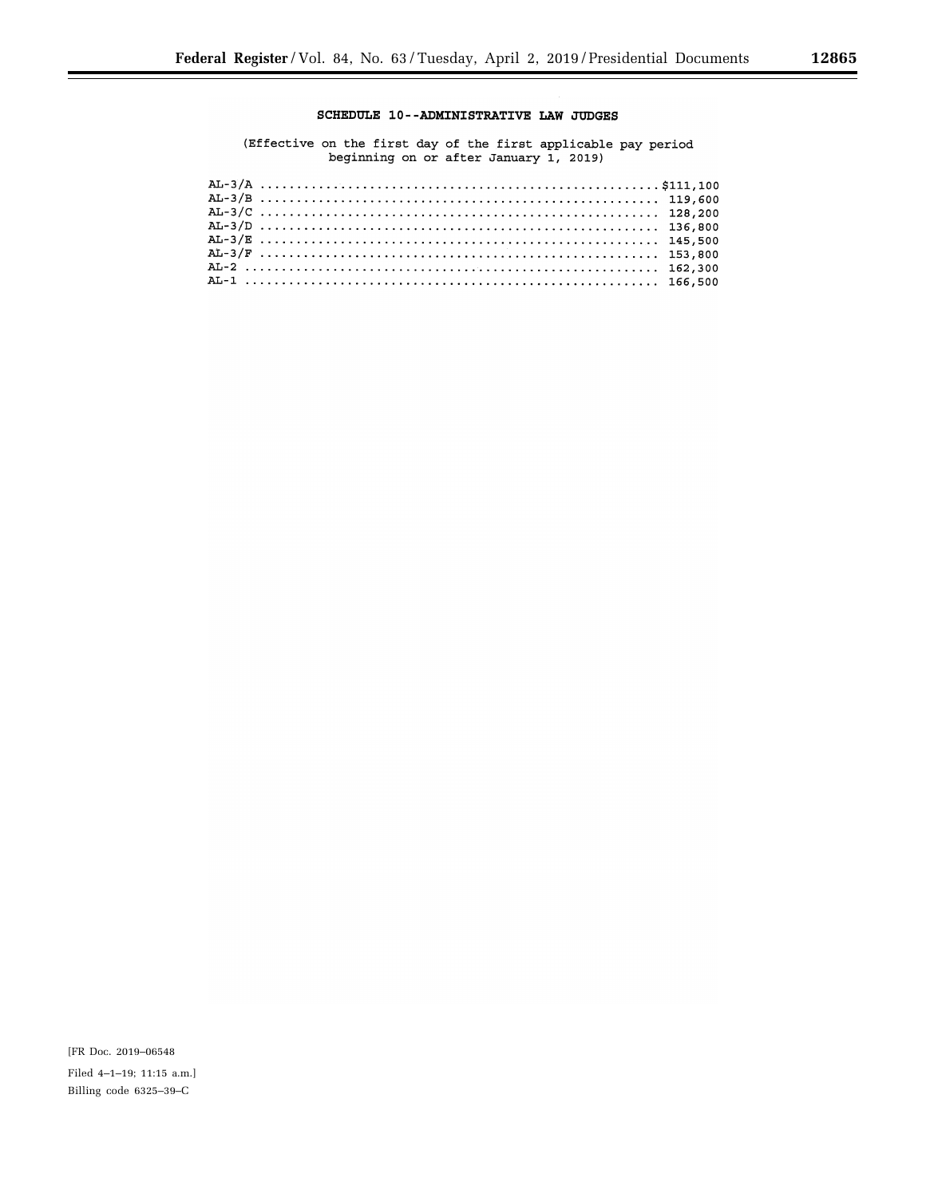## SCHEDULE 10--ADMINISTRATIVE LAW JUDGES

(Effective on the first day of the first applicable pay period beginning on or after January 1, 2019)

| | |
|---|---|
| AL-3/A | $111,100 |
| AL-3/B | 119,600 |
| AL-3/C | 128,200 |
| AL-3/D | 136,800 |
| AL-3/E | 145,500 |
| AL-3/F | 153,800 |
| AL-2 | 162,300 |
| AL-1 | 166,500 |

[FR Doc. 2019–06548

Filed 4–1–19; 11:15 a.m.]

Billing code 6325–39–C